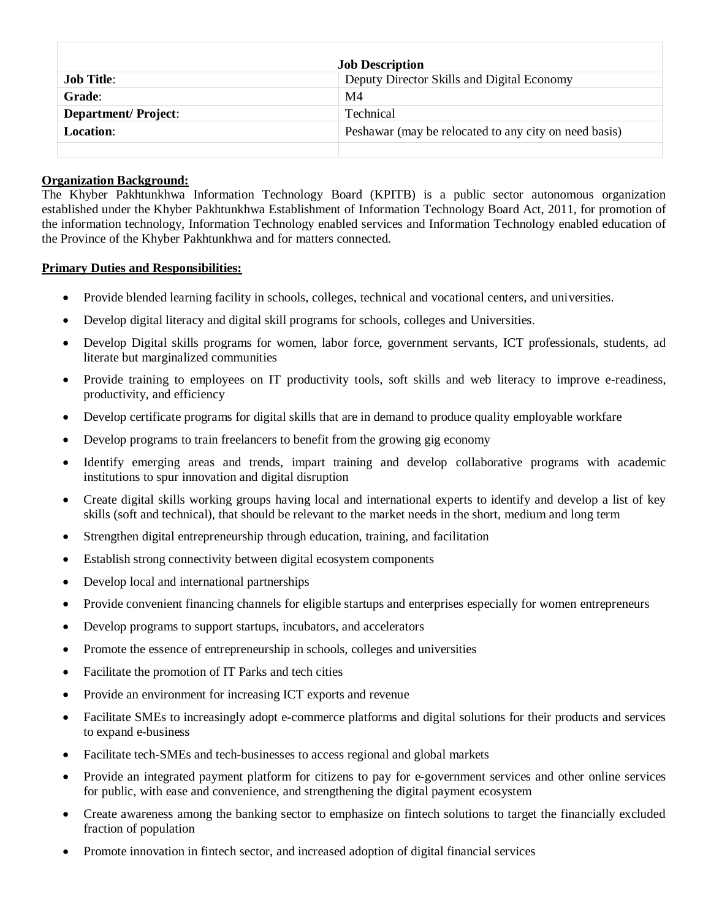| Job Description | |
|---|---|
| **Job Title**: | Deputy Director Skills and Digital Economy |
| **Grade**: | M4 |
| **Department/ Project**: | Technical |
| **Location**: | Peshawar (may be relocated to any city on need basis) |
| | |

**Organization Background:**

The Khyber Pakhtunkhwa Information Technology Board (KPITB) is a public sector autonomous organization established under the Khyber Pakhtunkhwa Establishment of Information Technology Board Act, 2011, for promotion of the information technology, Information Technology enabled services and Information Technology enabled education of the Province of the Khyber Pakhtunkhwa and for matters connected.

**Primary Duties and Responsibilities:**

- Provide blended learning facility in schools, colleges, technical and vocational centers, and universities.
- Develop digital literacy and digital skill programs for schools, colleges and Universities.
- Develop Digital skills programs for women, labor force, government servants, ICT professionals, students, ad literate but marginalized communities
- Provide training to employees on IT productivity tools, soft skills and web literacy to improve e-readiness, productivity, and efficiency
- Develop certificate programs for digital skills that are in demand to produce quality employable workfare
- Develop programs to train freelancers to benefit from the growing gig economy
- Identify emerging areas and trends, impart training and develop collaborative programs with academic institutions to spur innovation and digital disruption
- Create digital skills working groups having local and international experts to identify and develop a list of key skills (soft and technical), that should be relevant to the market needs in the short, medium and long term
- Strengthen digital entrepreneurship through education, training, and facilitation
- Establish strong connectivity between digital ecosystem components
- Develop local and international partnerships
- Provide convenient financing channels for eligible startups and enterprises especially for women entrepreneurs
- Develop programs to support startups, incubators, and accelerators
- Promote the essence of entrepreneurship in schools, colleges and universities
- Facilitate the promotion of IT Parks and tech cities
- Provide an environment for increasing ICT exports and revenue
- Facilitate SMEs to increasingly adopt e-commerce platforms and digital solutions for their products and services to expand e-business
- Facilitate tech-SMEs and tech-businesses to access regional and global markets
- Provide an integrated payment platform for citizens to pay for e-government services and other online services for public, with ease and convenience, and strengthening the digital payment ecosystem
- Create awareness among the banking sector to emphasize on fintech solutions to target the financially excluded fraction of population
- Promote innovation in fintech sector, and increased adoption of digital financial services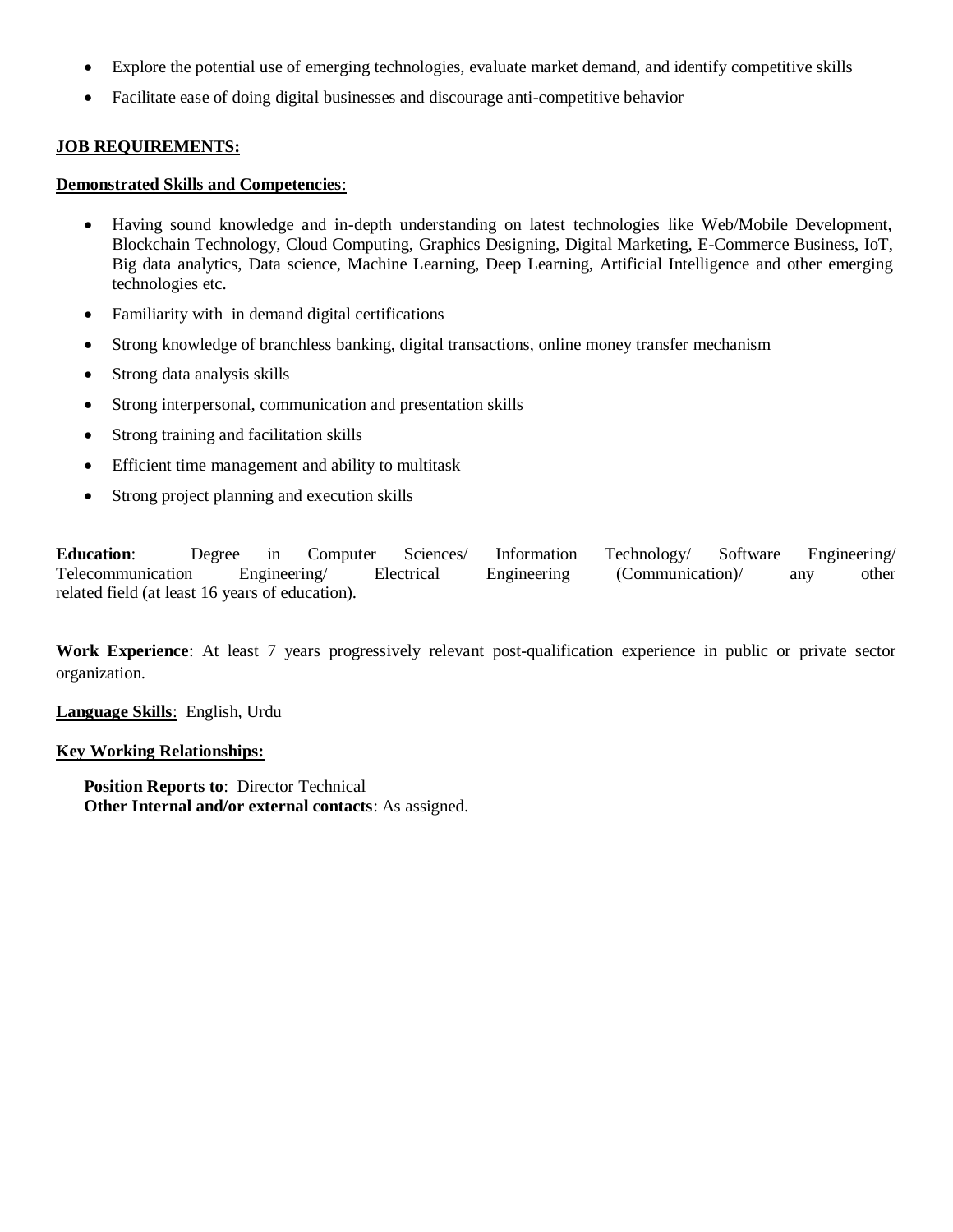- Explore the potential use of emerging technologies, evaluate market demand, and identify competitive skills
- Facilitate ease of doing digital businesses and discourage anti-competitive behavior

**JOB REQUIREMENTS:**

**Demonstrated Skills and Competencies**:

- Having sound knowledge and in-depth understanding on latest technologies like Web/Mobile Development, Blockchain Technology, Cloud Computing, Graphics Designing, Digital Marketing, E-Commerce Business, IoT, Big data analytics, Data science, Machine Learning, Deep Learning, Artificial Intelligence and other emerging technologies etc.
- Familiarity with in demand digital certifications
- Strong knowledge of branchless banking, digital transactions, online money transfer mechanism
- Strong data analysis skills
- Strong interpersonal, communication and presentation skills
- Strong training and facilitation skills
- Efficient time management and ability to multitask
- Strong project planning and execution skills

**Education**: Degree in Computer Sciences/ Information Technology/ Software Engineering/ Telecommunication Engineering/ Electrical Engineering (Communication)/ any other related field (at least 16 years of education).

**Work Experience**: At least 7 years progressively relevant post-qualification experience in public or private sector organization.

**Language Skills**: English, Urdu

**Key Working Relationships:**

**Position Reports to**: Director Technical
**Other Internal and/or external contacts**: As assigned.